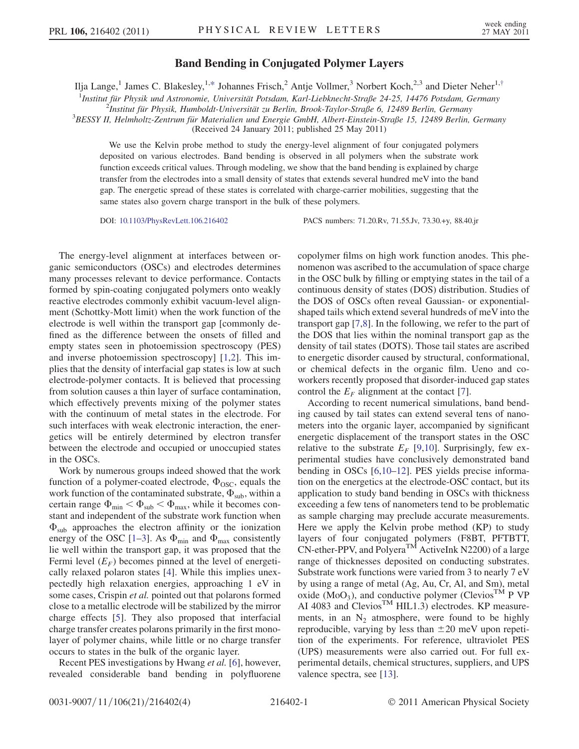# Band Bending in Conjugated Polymer Layers

Ilja Lange,[1] James C. Blakesley,[1,*] Johannes Frisch,[2] Antje Vollmer,[3] Norbert Koch,[2,3] and Dieter Neher[1,†]

[1]*Institut für Physik und Astronomie, Universität Potsdam, Karl-Liebknecht-Straße 24-25, 14476 Potsdam, Germany*
[2]*Institut für Physik, Humboldt-Universität zu Berlin, Brook-Taylor-Straße 6, 12489 Berlin, Germany*
[3]*BESSY II, Helmholtz-Zentrum für Materialien und Energie GmbH, Albert-Einstein-Straße 15, 12489 Berlin, Germany*
(Received 24 January 2011; published 25 May 2011)

We use the Kelvin probe method to study the energy-level alignment of four conjugated polymers deposited on various electrodes. Band bending is observed in all polymers when the substrate work function exceeds critical values. Through modeling, we show that the band bending is explained by charge transfer from the electrodes into a small density of states that extends several hundred meV into the band gap. The energetic spread of these states is correlated with charge-carrier mobilities, suggesting that the same states also govern charge transport in the bulk of these polymers.

DOI: 10.1103/PhysRevLett.106.216402 PACS numbers: 71.20.Rv, 71.55.Jv, 73.30.+y, 88.40.jr

The energy-level alignment at interfaces between organic semiconductors (OSCs) and electrodes determines many processes relevant to device performance. Contacts formed by spin-coating conjugated polymers onto weakly reactive electrodes commonly exhibit vacuum-level alignment (Schottky-Mott limit) when the work function of the electrode is well within the transport gap [commonly defined as the difference between the onsets of filled and empty states seen in photoemission spectroscopy (PES) and inverse photoemission spectroscopy] [1,2]. This implies that the density of interfacial gap states is low at such electrode-polymer contacts. It is believed that processing from solution causes a thin layer of surface contamination, which effectively prevents mixing of the polymer states with the continuum of metal states in the electrode. For such interfaces with weak electronic interaction, the energetics will be entirely determined by electron transfer between the electrode and occupied or unoccupied states in the OSCs.

Work by numerous groups indeed showed that the work function of a polymer-coated electrode, $\Phi_{OSC}$, equals the work function of the contaminated substrate, $\Phi_{sub}$, within a certain range $\Phi_{min} < \Phi_{sub} < \Phi_{max}$, while it becomes constant and independent of the substrate work function when $\Phi_{sub}$ approaches the electron affinity or the ionization energy of the OSC [1–3]. As $\Phi_{min}$ and $\Phi_{max}$ consistently lie well within the transport gap, it was proposed that the Fermi level ($E_F$) becomes pinned at the level of energetically relaxed polaron states [4]. While this implies unexpectedly high relaxation energies, approaching 1 eV in some cases, Crispin *et al.* pointed out that polarons formed close to a metallic electrode will be stabilized by the mirror charge effects [5]. They also proposed that interfacial charge transfer creates polarons primarily in the first monolayer of polymer chains, while little or no charge transfer occurs to states in the bulk of the organic layer.

Recent PES investigations by Hwang *et al.* [6], however, revealed considerable band bending in polyfluorene copolymer films on high work function anodes. This phenomenon was ascribed to the accumulation of space charge in the OSC bulk by filling or emptying states in the tail of a continuous density of states (DOS) distribution. Studies of the DOS of OSCs often reveal Gaussian- or exponential-shaped tails which extend several hundreds of meV into the transport gap [7,8]. In the following, we refer to the part of the DOS that lies within the nominal transport gap as the density of tail states (DOTS). Those tail states are ascribed to energetic disorder caused by structural, conformational, or chemical defects in the organic film. Ueno and coworkers recently proposed that disorder-induced gap states control the $E_F$ alignment at the contact [7].

According to recent numerical simulations, band bending caused by tail states can extend several tens of nanometers into the organic layer, accompanied by significant energetic displacement of the transport states in the OSC relative to the substrate $E_F$ [9,10]. Surprisingly, few experimental studies have conclusively demonstrated band bending in OSCs [6,10–12]. PES yields precise information on the energetics at the electrode-OSC contact, but its application to study band bending in OSCs with thickness exceeding a few tens of nanometers tend to be problematic as sample charging may preclude accurate measurements. Here we apply the Kelvin probe method (KP) to study layers of four conjugated polymers (F8BT, PFTBTT, CN-ether-PPV, and Polyera™ ActiveInk N2200) of a large range of thicknesses deposited on conducting substrates. Substrate work functions were varied from 3 to nearly 7 eV by using a range of metal (Ag, Au, Cr, Al, and Sm), metal oxide ($MoO_3$), and conductive polymer (Clevios™ P VP AI 4083 and Clevios™ HIL1.3) electrodes. KP measurements, in an $N_2$ atmosphere, were found to be highly reproducible, varying by less than ±20 meV upon repetition of the experiments. For reference, ultraviolet PES (UPS) measurements were also carried out. For full experimental details, chemical structures, suppliers, and UPS valence spectra, see [13].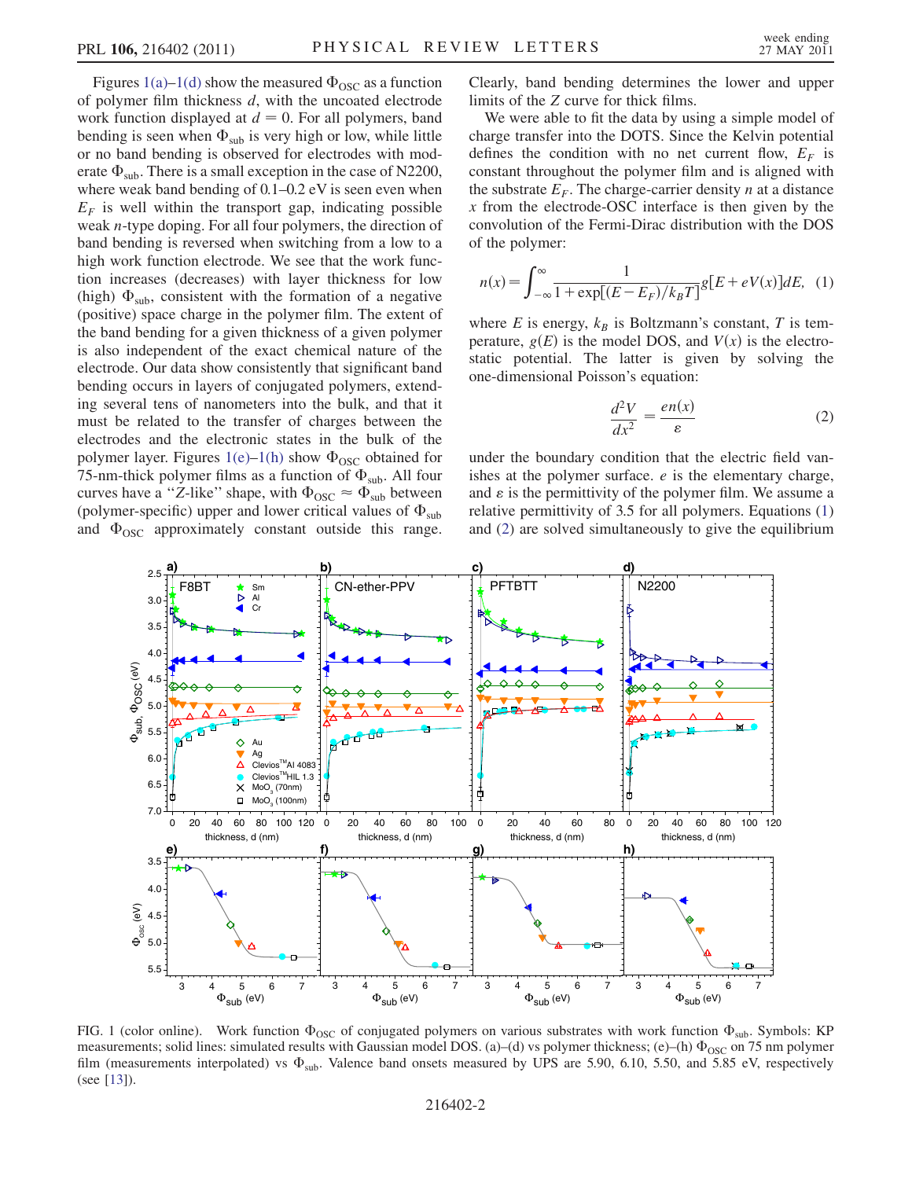Figures 1(a)–1(d) show the measured $\Phi_{OSC}$ as a function of polymer film thickness $d$, with the uncoated electrode work function displayed at $d = 0$. For all polymers, band bending is seen when $\Phi_{sub}$ is very high or low, while little or no band bending is observed for electrodes with moderate $\Phi_{sub}$. There is a small exception in the case of N2200, where weak band bending of 0.1–0.2 eV is seen even when $E_F$ is well within the transport gap, indicating possible weak $n$-type doping. For all four polymers, the direction of band bending is reversed when switching from a low to a high work function electrode. We see that the work function increases (decreases) with layer thickness for low (high) $\Phi_{sub}$, consistent with the formation of a negative (positive) space charge in the polymer film. The extent of the band bending for a given thickness of a given polymer is also independent of the exact chemical nature of the electrode. Our data show consistently that significant band bending occurs in layers of conjugated polymers, extending several tens of nanometers into the bulk, and that it must be related to the transfer of charges between the electrodes and the electronic states in the bulk of the polymer layer. Figures 1(e)–1(h) show $\Phi_{OSC}$ obtained for 75-nm-thick polymer films as a function of $\Phi_{sub}$. All four curves have a "Z-like" shape, with $\Phi_{OSC} \approx \Phi_{sub}$ between (polymer-specific) upper and lower critical values of $\Phi_{sub}$ and $\Phi_{OSC}$ approximately constant outside this range. Clearly, band bending determines the lower and upper limits of the Z curve for thick films.

We were able to fit the data by using a simple model of charge transfer into the DOTS. Since the Kelvin potential defines the condition with no net current flow, $E_F$ is constant throughout the polymer film and is aligned with the substrate $E_F$. The charge-carrier density $n$ at a distance $x$ from the electrode-OSC interface is then given by the convolution of the Fermi-Dirac distribution with the DOS of the polymer:

$$n(x) = \int_{-\infty}^{\infty} \frac{1}{1 + \exp[(E - E_F)/k_B T]} g[E + eV(x)] dE, \quad (1)$$

where $E$ is energy, $k_B$ is Boltzmann's constant, $T$ is temperature, $g(E)$ is the model DOS, and $V(x)$ is the electrostatic potential. The latter is given by solving the one-dimensional Poisson's equation:

$$\frac{d^2 V}{dx^2} = \frac{en(x)}{\varepsilon} \quad (2)$$

under the boundary condition that the electric field vanishes at the polymer surface. $e$ is the elementary charge, and $\varepsilon$ is the permittivity of the polymer film. We assume a relative permittivity of 3.5 for all polymers. Equations (1) and (2) are solved simultaneously to give the equilibrium

FIG. 1 (color online). Work function $\Phi_{OSC}$ of conjugated polymers on various substrates with work function $\Phi_{sub}$. Symbols: KP measurements; solid lines: simulated results with Gaussian model DOS. (a)–(d) vs polymer thickness; (e)–(h) $\Phi_{OSC}$ on 75 nm polymer film (measurements interpolated) vs $\Phi_{sub}$. Valence band onsets measured by UPS are 5.90, 6.10, 5.50, and 5.85 eV, respectively (see [13]).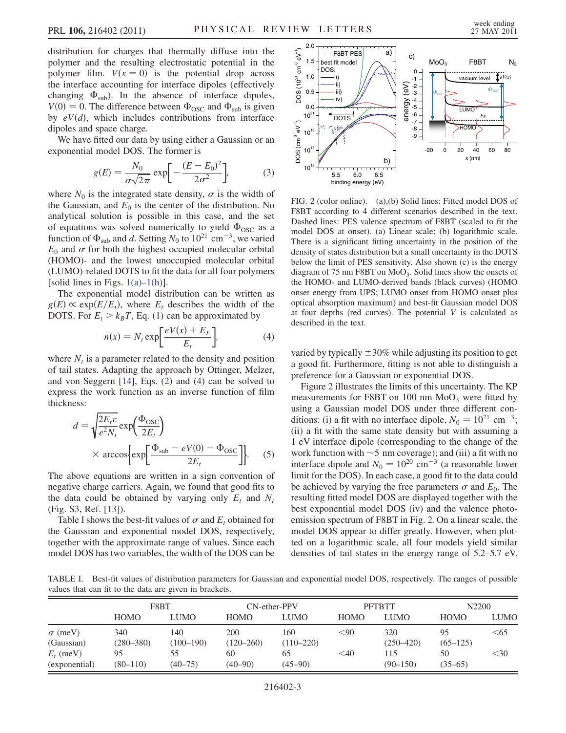distribution for charges that thermally diffuse into the polymer and the resulting electrostatic potential in the polymer film. $V(x = 0)$ is the potential drop across the interface accounting for interface dipoles (effectively changing $\Phi_{sub}$). In the absence of interface dipoles, $V(0) = 0$. The difference between $\Phi_{OSC}$ and $\Phi_{sub}$ is given by $eV(d)$, which includes contributions from interface dipoles and space charge.

We have fitted our data by using either a Gaussian or an exponential model DOS. The former is

$$g(E) = \frac{N_0}{\sigma\sqrt{2\pi}} \exp\left[-\frac{(E - E_0)^2}{2\sigma^2}\right], \tag{3}$$

where $N_0$ is the integrated state density, $\sigma$ is the width of the Gaussian, and $E_0$ is the center of the distribution. No analytical solution is possible in this case, and the set of equations was solved numerically to yield $\Phi_{OSC}$ as a function of $\Phi_{sub}$ and $d$. Setting $N_0$ to $10^{21}$ cm$^{-3}$, we varied $E_0$ and $\sigma$ for both the highest occupied molecular orbital (HOMO)- and the lowest unoccupied molecular orbital (LUMO)-related DOTS to fit the data for all four polymers [solid lines in Figs. 1(a)–1(h)].

The exponential model distribution can be written as $g(E) \propto \exp(E/E_t)$, where $E_t$ describes the width of the DOTS. For $E_t > k_BT$, Eq. (1) can be approximated by

$$n(x) = N_t \exp\left[\frac{eV(x) + E_F}{E_t}\right], \tag{4}$$

where $N_t$ is a parameter related to the density and position of tail states. Adapting the approach by Ottinger, Melzer, and von Seggern [14], Eqs. (2) and (4) can be solved to express the work function as an inverse function of film thickness:

$$d = \sqrt{\frac{2E_t\varepsilon}{e^2N_t}} \exp\left(\frac{\Phi_{OSC}}{2E_t}\right) \times \arccos\left\{\exp\left[\frac{\Phi_{sub} - eV(0) - \Phi_{OSC}}{2E_t}\right]\right\}. \tag{5}$$

The above equations are written in a sign convention of negative charge carriers. Again, we found that good fits to the data could be obtained by varying only $E_t$ and $N_t$ (Fig. S3, Ref. [13]).

Table I shows the best-fit values of $\sigma$ and $E_t$ obtained for the Gaussian and exponential model DOS, respectively, together with the approximate range of values. Since each model DOS has two variables, the width of the DOS can be varied by typically $\pm 30\%$ while adjusting its position to get a good fit. Furthermore, fitting is not able to distinguish a preference for a Gaussian or exponential DOS.

Figure 2 illustrates the limits of this uncertainty. The KP measurements for F8BT on 100 nm $MoO_3$ were fitted by using a Gaussian model DOS under three different conditions: (i) a fit with no interface dipole, $N_0 = 10^{21}$ cm$^{-3}$; (ii) a fit with the same state density but with assuming a 1 eV interface dipole (corresponding to the change of the work function with ~5 nm coverage); and (iii) a fit with no interface dipole and $N_0 = 10^{20}$ cm$^{-3}$ (a reasonable lower limit for the DOS). In each case, a good fit to the data could be achieved by varying the free parameters $\sigma$ and $E_0$. The resulting fitted model DOS are displayed together with the best exponential model DOS (iv) and the valence photoemission spectrum of F8BT in Fig. 2. On a linear scale, the model DOS appear to differ greatly. However, when plotted on a logarithmic scale, all four models yield similar densities of tail states in the energy range of 5.2–5.7 eV.

FIG. 2 (color online). (a),(b) Solid lines: Fitted model DOS of F8BT according to 4 different scenarios described in the text. Dashed lines: PES valence spectrum of F8BT (scaled to fit the model DOS at onset). (a) Linear scale; (b) logarithmic scale. There is a significant fitting uncertainty in the position of the density of states distribution but a small uncertainty in the DOTS below the limit of PES sensitivity. Also shown (c) is the energy diagram of 75 nm F8BT on $MoO_3$. Solid lines show the onsets of the HOMO- and LUMO-derived bands (black curves) (HOMO onset energy from UPS; LUMO onset from HOMO onset plus optical absorption maximum) and best-fit Gaussian model DOS at four depths (red curves). The potential $V$ is calculated as described in the text.

TABLE I. Best-fit values of distribution parameters for Gaussian and exponential model DOS, respectively. The ranges of possible values that can fit to the data are given in brackets.

| | F8BT | | CN-ether-PPV | | PFTBTT | | N2200 | |
|---|---|---|---|---|---|---|---|---|
| | HOMO | LUMO | HOMO | LUMO | HOMO | LUMO | HOMO | LUMO |
| $\sigma$ (meV) | 340 | 140 | 200 | 160 | <90 | 320 | 95 | <65 |
| (Gaussian) | (280–380) | (100–190) | (120–260) | (110–220) | | (250–420) | (65–125) | |
| $E_t$ (meV) | 95 | 55 | 60 | 65 | <40 | 115 | 50 | <30 |
| (exponential) | (80–110) | (40–75) | (40–90) | (45–90) | | (90–150) | (35–65) | |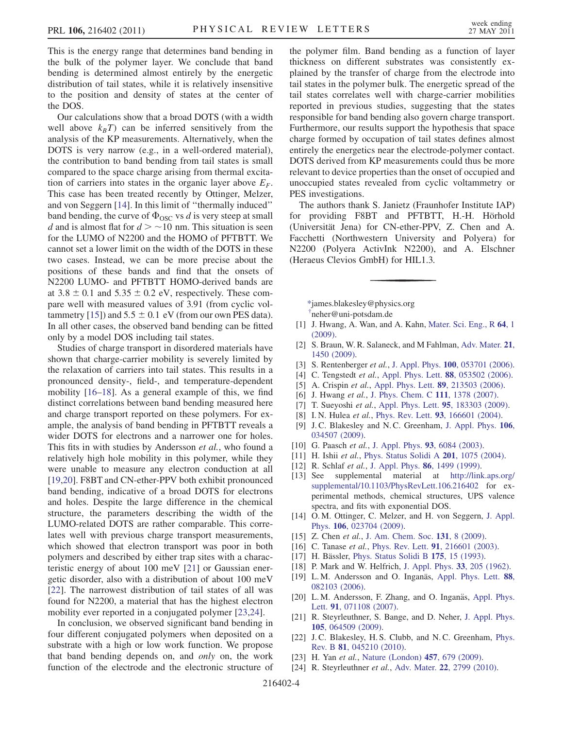This is the energy range that determines band bending in the bulk of the polymer layer. We conclude that band bending is determined almost entirely by the energetic distribution of tail states, while it is relatively insensitive to the position and density of states at the center of the DOS.

Our calculations show that a broad DOTS (with a width well above $k_BT$) can be inferred sensitively from the analysis of the KP measurements. Alternatively, when the DOTS is very narrow (e.g., in a well-ordered material), the contribution to band bending from tail states is small compared to the space charge arising from thermal excitation of carriers into states in the organic layer above $E_F$. This case has been treated recently by Ottinger, Melzer, and von Seggern [14]. In this limit of "thermally induced" band bending, the curve of $\Phi_{\text{OSC}}$ vs $d$ is very steep at small $d$ and is almost flat for $d > \sim 10$ nm. This situation is seen for the LUMO of N2200 and the HOMO of PFTBTT. We cannot set a lower limit on the width of the DOTS in these two cases. Instead, we can be more precise about the positions of these bands and find that the onsets of N2200 LUMO- and PFTBTT HOMO-derived bands are at $3.8 \pm 0.1$ and $5.35 \pm 0.2$ eV, respectively. These compare well with measured values of 3.91 (from cyclic voltammetry [15]) and $5.5 \pm 0.1$ eV (from our own PES data). In all other cases, the observed band bending can be fitted only by a model DOS including tail states.

Studies of charge transport in disordered materials have shown that charge-carrier mobility is severely limited by the relaxation of carriers into tail states. This results in a pronounced density-, field-, and temperature-dependent mobility [16–18]. As a general example of this, we find distinct correlations between band bending measured here and charge transport reported on these polymers. For example, the analysis of band bending in PFTBTT reveals a wider DOTS for electrons and a narrower one for holes. This fits in with studies by Andersson *et al.*, who found a relatively high hole mobility in this polymer, while they were unable to measure any electron conduction at all [19,20]. F8BT and CN-ether-PPV both exhibit pronounced band bending, indicative of a broad DOTS for electrons and holes. Despite the large difference in the chemical structure, the parameters describing the width of the LUMO-related DOTS are rather comparable. This correlates well with previous charge transport measurements, which showed that electron transport was poor in both polymers and described by either trap sites with a characteristic energy of about 100 meV [21] or Gaussian energetic disorder, also with a distribution of about 100 meV [22]. The narrowest distribution of tail states of all was found for N2200, a material that has the highest electron mobility ever reported in a conjugated polymer [23,24].

In conclusion, we observed significant band bending in four different conjugated polymers when deposited on a substrate with a high or low work function. We propose that band bending depends on, and *only* on, the work function of the electrode and the electronic structure of the polymer film. Band bending as a function of layer thickness on different substrates was consistently explained by the transfer of charge from the electrode into tail states in the polymer bulk. The energetic spread of the tail states correlates well with charge-carrier mobilities reported in previous studies, suggesting that the states responsible for band bending also govern charge transport. Furthermore, our results support the hypothesis that space charge formed by occupation of tail states defines almost entirely the energetics near the electrode-polymer contact. DOTS derived from KP measurements could thus be more relevant to device properties than the onset of occupied and unoccupied states revealed from cyclic voltammetry or PES investigations.

The authors thank S. Janietz (Fraunhofer Institute IAP) for providing F8BT and PFTBTT, H.-H. Hörhold (Universität Jena) for CN-ether-PPV, Z. Chen and A. Facchetti (Northwestern University and Polyera) for N2200 (Polyera ActivInk N2200), and A. Elschner (Heraeus Clevios GmbH) for HIL1.3.

---

*james.blakesley@physics.org

†neher@uni-potsdam.de

[1] J. Hwang, A. Wan, and A. Kahn, Mater. Sci. Eng., R **64**, 1 (2009).

[2] S. Braun, W. R. Salaneck, and M Fahlman, Adv. Mater. **21**, 1450 (2009).

[3] S. Rentenberger *et al.*, J. Appl. Phys. **100**, 053701 (2006).

[4] C. Tengstedt *et al.*, Appl. Phys. Lett. **88**, 053502 (2006).

[5] A. Crispin *et al.*, Appl. Phys. Lett. **89**, 213503 (2006).

[6] J. Hwang *et al.*, J. Phys. Chem. C **111**, 1378 (2007).

[7] T. Sueyoshi *et al.*, Appl. Phys. Lett. **95**, 183303 (2009).

[8] I. N. Hulea *et al.*, Phys. Rev. Lett. **93**, 166601 (2004).

[9] J. C. Blakesley and N. C. Greenham, J. Appl. Phys. **106**, 034507 (2009).

[10] G. Paasch *et al.*, J. Appl. Phys. **93**, 6084 (2003).

[11] H. Ishii *et al.*, Phys. Status Solidi A **201**, 1075 (2004).

[12] R. Schlaf *et al.*, J. Appl. Phys. **86**, 1499 (1999).

[13] See supplemental material at http://link.aps.org/supplemental/10.1103/PhysRevLett.106.216402 for experimental methods, chemical structures, UPS valence spectra, and fits with exponential DOS.

[14] O. M. Ottinger, C. Melzer, and H. von Seggern, J. Appl. Phys. **106**, 023704 (2009).

[15] Z. Chen *et al.*, J. Am. Chem. Soc. **131**, 8 (2009).

[16] C. Tanase *et al.*, Phys. Rev. Lett. **91**, 216601 (2003).

[17] H. Bässler, Phys. Status Solidi B **175**, 15 (1993).

[18] P. Mark and W. Helfrich, J. Appl. Phys. **33**, 205 (1962).

[19] L. M. Andersson and O. Inganäs, Appl. Phys. Lett. **88**, 082103 (2006).

[20] L. M. Andersson, F. Zhang, and O. Inganäs, Appl. Phys. Lett. **91**, 071108 (2007).

[21] R. Steyrleuthner, S. Bange, and D. Neher, J. Appl. Phys. **105**, 064509 (2009).

[22] J. C. Blakesley, H. S. Clubb, and N. C. Greenham, Phys. Rev. B **81**, 045210 (2010).

[23] H. Yan *et al.*, Nature (London) **457**, 679 (2009).

[24] R. Steyrleuthner *et al.*, Adv. Mater. **22**, 2799 (2010).